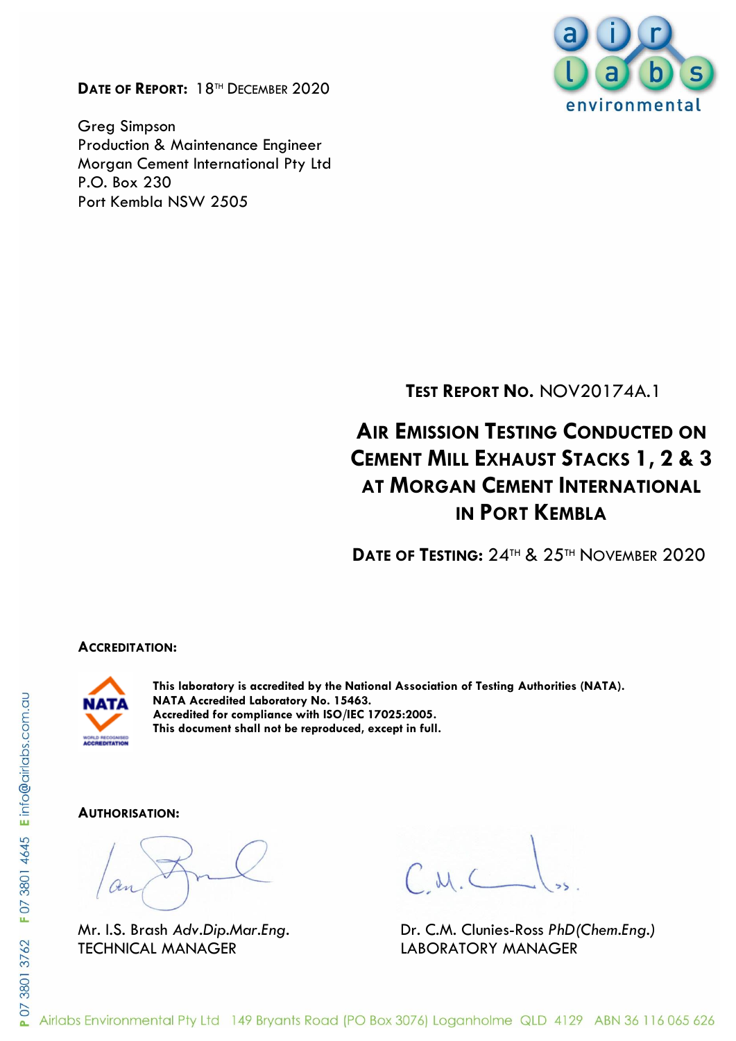**Date of Report:** 18th December 2020

Greg Simpson
Production & Maintenance Engineer
Morgan Cement International Pty Ltd
P.O. Box 230
Port Kembla NSW 2505

**Test Report No.** NOV20174A.1

# Air Emission Testing Conducted on Cement Mill Exhaust Stacks 1, 2 & 3 at Morgan Cement International in Port Kembla

**Date of Testing:** 24th & 25th November 2020

**Accreditation:**

**This laboratory is accredited by the National Association of Testing Authorities (NATA).**
**NATA Accredited Laboratory No. 15463.**
**Accredited for compliance with ISO/IEC 17025:2005.**
**This document shall not be reproduced, except in full.**

**Authorisation:**

Mr. I.S. Brash *Adv.Dip.Mar.Eng.*
TECHNICAL MANAGER

Dr. C.M. Clunies-Ross *PhD(Chem.Eng.)*
LABORATORY MANAGER

Airlabs Environmental Pty Ltd 149 Bryants Road (PO Box 3076) Loganholme QLD 4129 ABN 36 116 065 626
P 07 3801 3762 F 07 3801 4645 E info@airlabs.com.au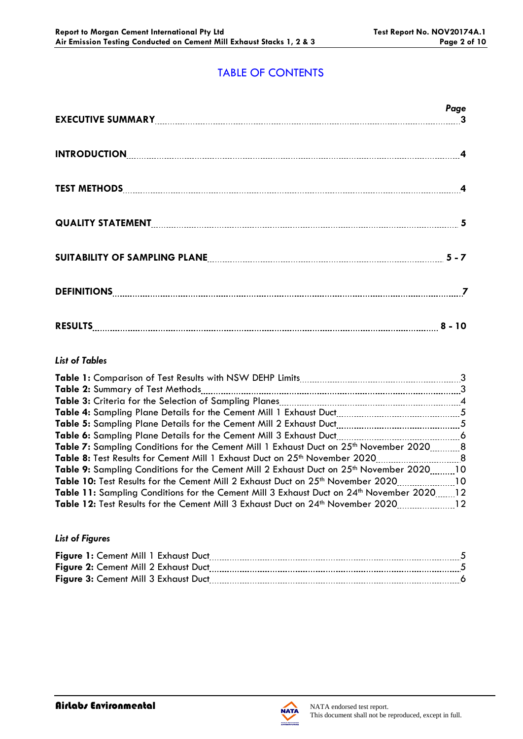# TABLE OF CONTENTS

| | Page |
|---|---|
| **EXECUTIVE SUMMARY** | 3 |
| **INTRODUCTION** | 4 |
| **TEST METHODS** | 4 |
| **QUALITY STATEMENT** | 5 |
| **SUITABILITY OF SAMPLING PLANE** | 5 - 7 |
| **DEFINITIONS** | 7 |
| **RESULTS** | 8 - 10 |

*List of Tables*

| | |
|---|---|
| **Table 1:** Comparison of Test Results with NSW DEHP Limits | 3 |
| **Table 2:** Summary of Test Methods | 3 |
| **Table 3:** Criteria for the Selection of Sampling Planes | 4 |
| **Table 4:** Sampling Plane Details for the Cement Mill 1 Exhaust Duct | 5 |
| **Table 5:** Sampling Plane Details for the Cement Mill 2 Exhaust Duct | 5 |
| **Table 6:** Sampling Plane Details for the Cement Mill 3 Exhaust Duct | 6 |
| **Table 7:** Sampling Conditions for the Cement Mill 1 Exhaust Duct on 25th November 2020 | 8 |
| **Table 8:** Test Results for Cement Mill 1 Exhaust Duct on 25th November 2020 | 8 |
| **Table 9:** Sampling Conditions for the Cement Mill 2 Exhaust Duct on 25th November 2020 | 10 |
| **Table 10:** Test Results for the Cement Mill 2 Exhaust Duct on 25th November 2020 | 10 |
| **Table 11:** Sampling Conditions for the Cement Mill 3 Exhaust Duct on 24th November 2020 | 12 |
| **Table 12:** Test Results for the Cement Mill 3 Exhaust Duct on 24th November 2020 | 12 |

*List of Figures*

| | |
|---|---|
| **Figure 1:** Cement Mill 1 Exhaust Duct | 5 |
| **Figure 2:** Cement Mill 2 Exhaust Duct | 5 |
| **Figure 3:** Cement Mill 3 Exhaust Duct | 6 |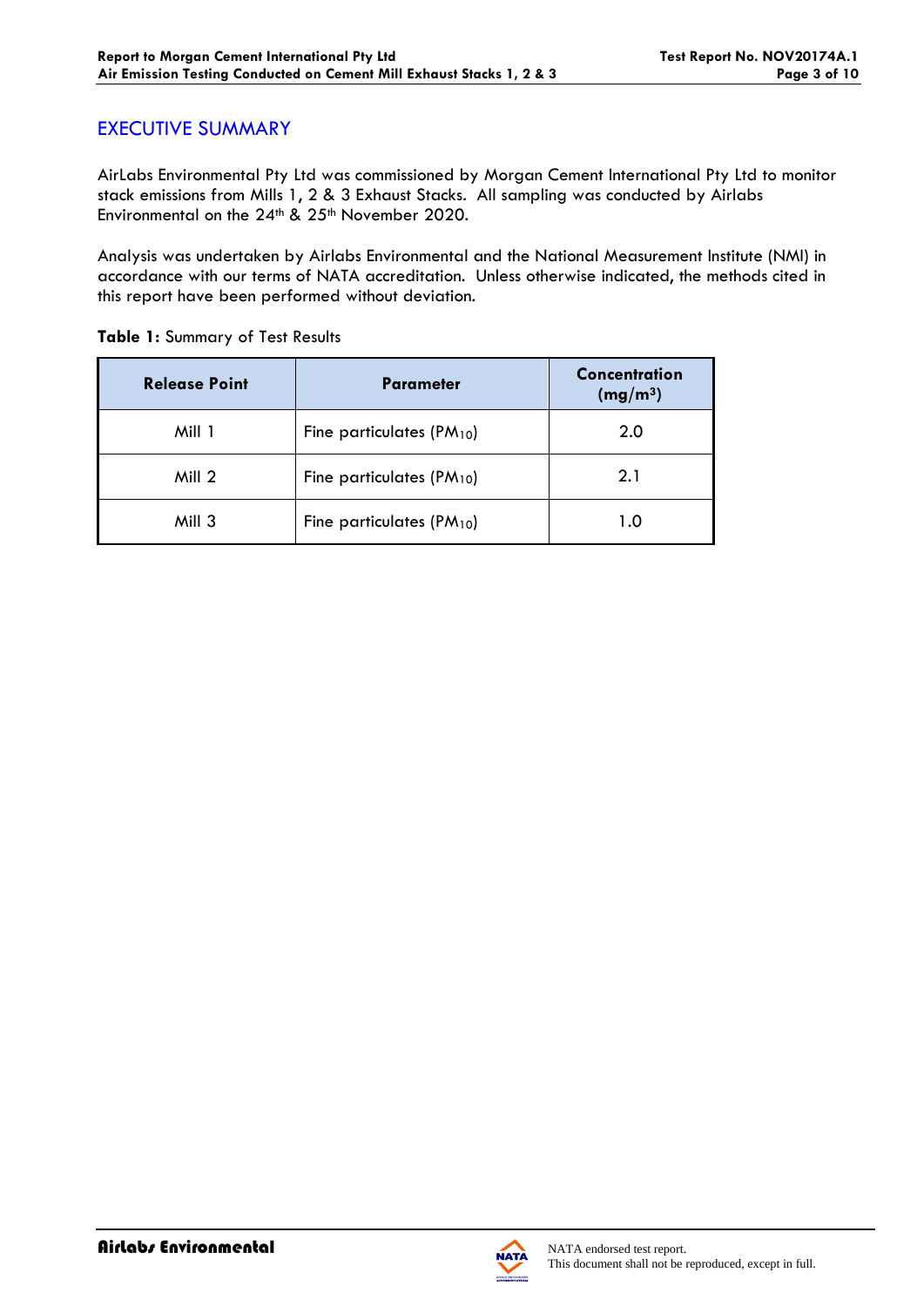## EXECUTIVE SUMMARY

AirLabs Environmental Pty Ltd was commissioned by Morgan Cement International Pty Ltd to monitor stack emissions from Mills 1, 2 & 3 Exhaust Stacks. All sampling was conducted by Airlabs Environmental on the 24th & 25th November 2020.

Analysis was undertaken by Airlabs Environmental and the National Measurement Institute (NMI) in accordance with our terms of NATA accreditation. Unless otherwise indicated, the methods cited in this report have been performed without deviation.

**Table 1:** Summary of Test Results

| Release Point | Parameter | Concentration ($mg/m^3$) |
|---|---|---|
| Mill 1 | Fine particulates ($PM_{10}$) | 2.0 |
| Mill 2 | Fine particulates ($PM_{10}$) | 2.1 |
| Mill 3 | Fine particulates ($PM_{10}$) | 1.0 |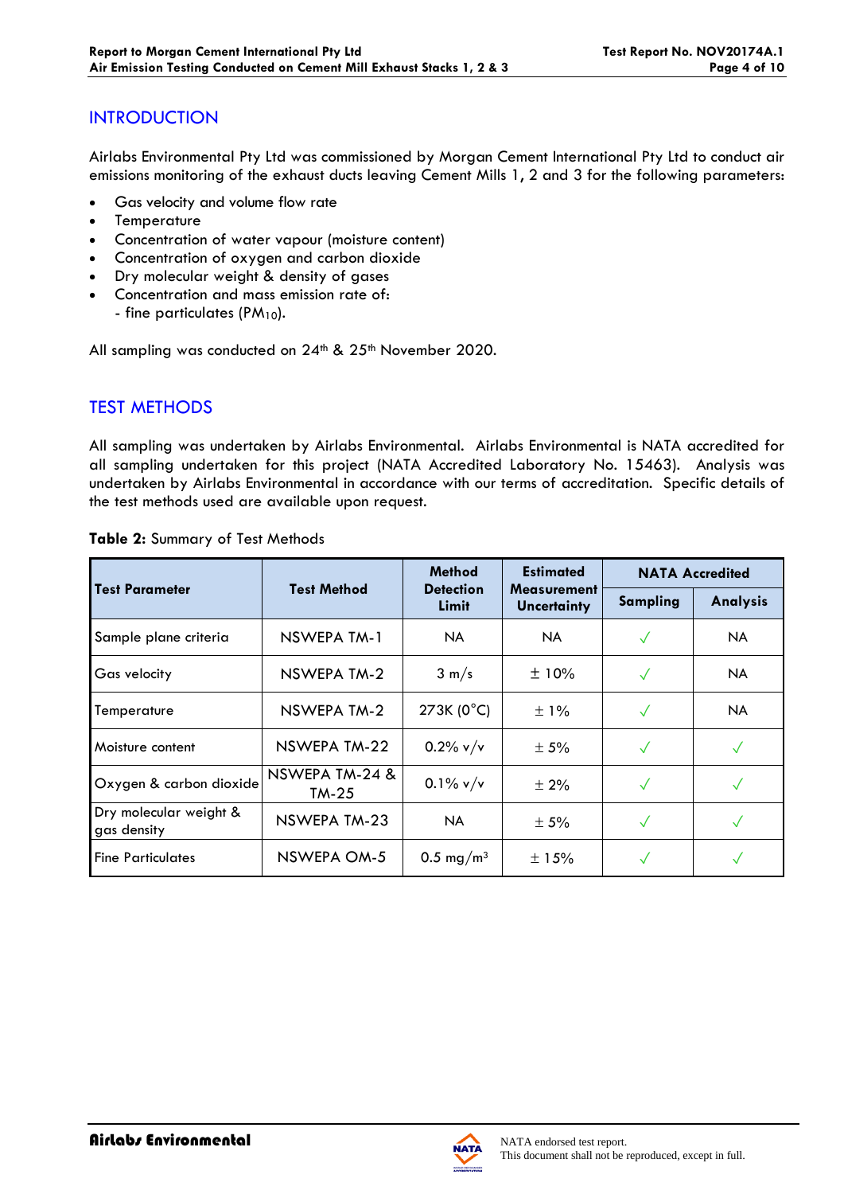## INTRODUCTION

Airlabs Environmental Pty Ltd was commissioned by Morgan Cement International Pty Ltd to conduct air emissions monitoring of the exhaust ducts leaving Cement Mills 1, 2 and 3 for the following parameters:

- Gas velocity and volume flow rate
- Temperature
- Concentration of water vapour (moisture content)
- Concentration of oxygen and carbon dioxide
- Dry molecular weight & density of gases
- Concentration and mass emission rate of:
  - fine particulates ($PM_{10}$).

All sampling was conducted on 24th & 25th November 2020.

## TEST METHODS

All sampling was undertaken by Airlabs Environmental. Airlabs Environmental is NATA accredited for all sampling undertaken for this project (NATA Accredited Laboratory No. 15463). Analysis was undertaken by Airlabs Environmental in accordance with our terms of accreditation. Specific details of the test methods used are available upon request.

**Table 2:** Summary of Test Methods

| Test Parameter | Test Method | Method Detection Limit | Estimated Measurement Uncertainty | NATA Accredited | |
|---|---|---|---|---|---|
| | | | | Sampling | Analysis |
| Sample plane criteria | NSWEPA TM-1 | NA | NA | ✓ | NA |
| Gas velocity | NSWEPA TM-2 | 3 m/s | ± 10% | ✓ | NA |
| Temperature | NSWEPA TM-2 | 273K (0°C) | ± 1% | ✓ | NA |
| Moisture content | NSWEPA TM-22 | 0.2% v/v | ± 5% | ✓ | ✓ |
| Oxygen & carbon dioxide | NSWEPA TM-24 & TM-25 | 0.1% v/v | ± 2% | ✓ | ✓ |
| Dry molecular weight & gas density | NSWEPA TM-23 | NA | ± 5% | ✓ | ✓ |
| Fine Particulates | NSWEPA OM-5 | 0.5 mg/m$^3$ | ± 15% | ✓ | ✓ |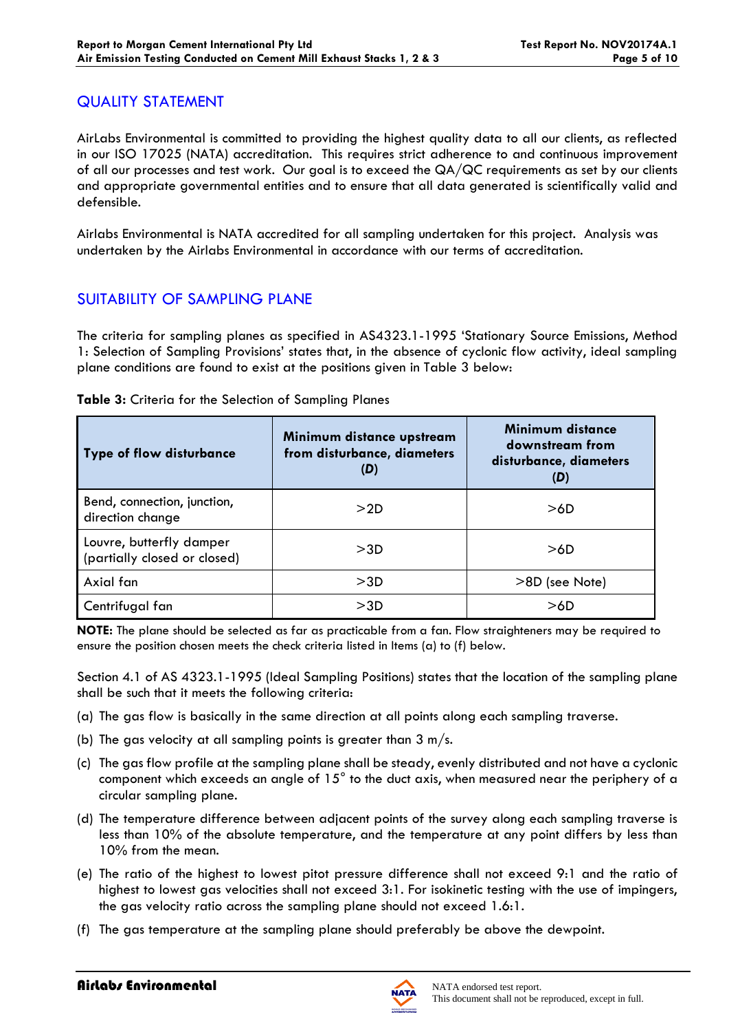## QUALITY STATEMENT

AirLabs Environmental is committed to providing the highest quality data to all our clients, as reflected in our ISO 17025 (NATA) accreditation. This requires strict adherence to and continuous improvement of all our processes and test work. Our goal is to exceed the QA/QC requirements as set by our clients and appropriate governmental entities and to ensure that all data generated is scientifically valid and defensible.

Airlabs Environmental is NATA accredited for all sampling undertaken for this project. Analysis was undertaken by the Airlabs Environmental in accordance with our terms of accreditation.

## SUITABILITY OF SAMPLING PLANE

The criteria for sampling planes as specified in AS4323.1-1995 'Stationary Source Emissions, Method 1: Selection of Sampling Provisions' states that, in the absence of cyclonic flow activity, ideal sampling plane conditions are found to exist at the positions given in Table 3 below:

**Table 3:** Criteria for the Selection of Sampling Planes

| Type of flow disturbance | Minimum distance upstream from disturbance, diameters (*D*) | Minimum distance downstream from disturbance, diameters (*D*) |
|---|---|---|
| Bend, connection, junction, direction change | >2D | >6D |
| Louvre, butterfly damper (partially closed or closed) | >3D | >6D |
| Axial fan | >3D | >8D (see Note) |
| Centrifugal fan | >3D | >6D |

**NOTE:** The plane should be selected as far as practicable from a fan. Flow straighteners may be required to ensure the position chosen meets the check criteria listed in Items (a) to (f) below.

Section 4.1 of AS 4323.1-1995 (Ideal Sampling Positions) states that the location of the sampling plane shall be such that it meets the following criteria:

(a) The gas flow is basically in the same direction at all points along each sampling traverse.

(b) The gas velocity at all sampling points is greater than 3 m/s.

(c) The gas flow profile at the sampling plane shall be steady, evenly distributed and not have a cyclonic component which exceeds an angle of 15° to the duct axis, when measured near the periphery of a circular sampling plane.

(d) The temperature difference between adjacent points of the survey along each sampling traverse is less than 10% of the absolute temperature, and the temperature at any point differs by less than 10% from the mean.

(e) The ratio of the highest to lowest pitot pressure difference shall not exceed 9:1 and the ratio of highest to lowest gas velocities shall not exceed 3:1. For isokinetic testing with the use of impingers, the gas velocity ratio across the sampling plane should not exceed 1.6:1.

(f) The gas temperature at the sampling plane should preferably be above the dewpoint.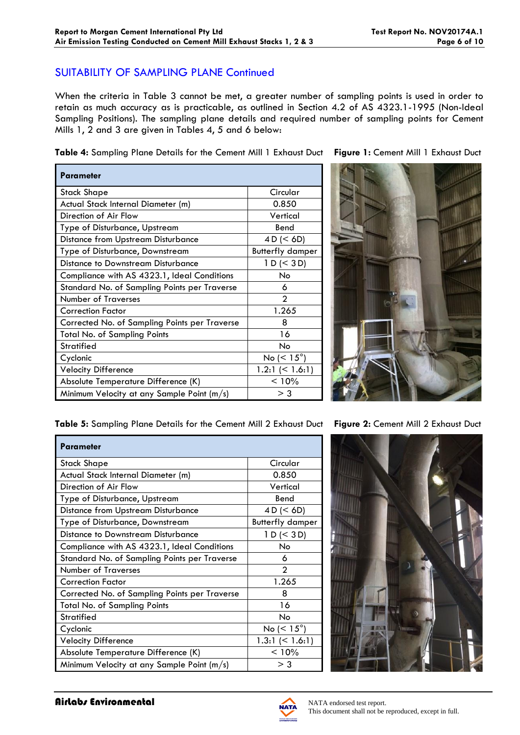## SUITABILITY OF SAMPLING PLANE Continued

When the criteria in Table 3 cannot be met, a greater number of sampling points is used in order to retain as much accuracy as is practicable, as outlined in Section 4.2 of AS 4323.1-1995 (Non-Ideal Sampling Positions). The sampling plane details and required number of sampling points for Cement Mills 1, 2 and 3 are given in Tables 4, 5 and 6 below:

**Table 4:** Sampling Plane Details for the Cement Mill 1 Exhaust Duct

| Parameter | |
|---|---|
| Stack Shape | Circular |
| Actual Stack Internal Diameter (m) | 0.850 |
| Direction of Air Flow | Vertical |
| Type of Disturbance, Upstream | Bend |
| Distance from Upstream Disturbance | 4 D (< 6D) |
| Type of Disturbance, Downstream | Butterfly damper |
| Distance to Downstream Disturbance | 1 D (< 3 D) |
| Compliance with AS 4323.1, Ideal Conditions | No |
| Standard No. of Sampling Points per Traverse | 6 |
| Number of Traverses | 2 |
| Correction Factor | 1.265 |
| Corrected No. of Sampling Points per Traverse | 8 |
| Total No. of Sampling Points | 16 |
| Stratified | No |
| Cyclonic | No (< 15°) |
| Velocity Difference | 1.2:1 (< 1.6:1) |
| Absolute Temperature Difference (K) | < 10% |
| Minimum Velocity at any Sample Point (m/s) | > 3 |

**Figure 1:** Cement Mill 1 Exhaust Duct

**Table 5:** Sampling Plane Details for the Cement Mill 2 Exhaust Duct

| Parameter | |
|---|---|
| Stack Shape | Circular |
| Actual Stack Internal Diameter (m) | 0.850 |
| Direction of Air Flow | Vertical |
| Type of Disturbance, Upstream | Bend |
| Distance from Upstream Disturbance | 4 D (< 6D) |
| Type of Disturbance, Downstream | Butterfly damper |
| Distance to Downstream Disturbance | 1 D (< 3 D) |
| Compliance with AS 4323.1, Ideal Conditions | No |
| Standard No. of Sampling Points per Traverse | 6 |
| Number of Traverses | 2 |
| Correction Factor | 1.265 |
| Corrected No. of Sampling Points per Traverse | 8 |
| Total No. of Sampling Points | 16 |
| Stratified | No |
| Cyclonic | No (< 15°) |
| Velocity Difference | 1.3:1 (< 1.6:1) |
| Absolute Temperature Difference (K) | < 10% |
| Minimum Velocity at any Sample Point (m/s) | > 3 |

**Figure 2:** Cement Mill 2 Exhaust Duct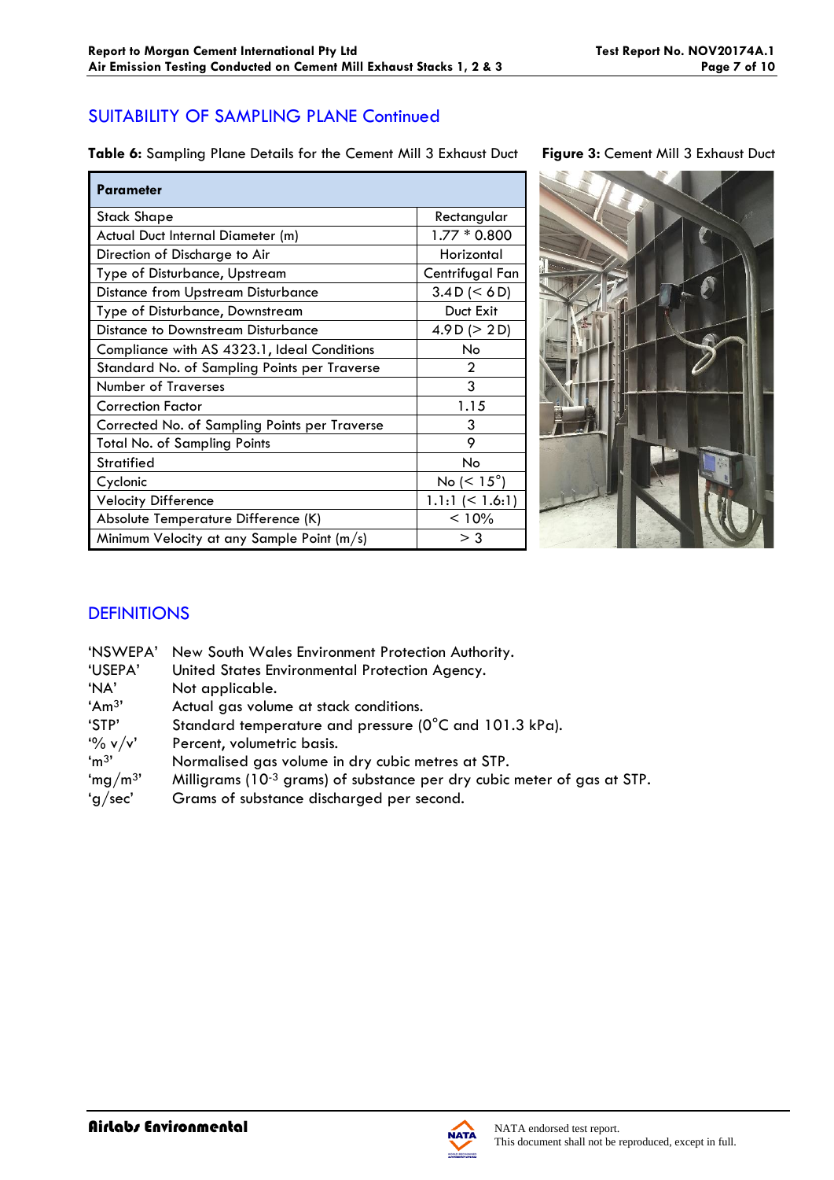## SUITABILITY OF SAMPLING PLANE Continued

**Table 6:** Sampling Plane Details for the Cement Mill 3 Exhaust Duct

| Parameter | |
|---|---|
| Stack Shape | Rectangular |
| Actual Duct Internal Diameter (m) | 1.77 * 0.800 |
| Direction of Discharge to Air | Horizontal |
| Type of Disturbance, Upstream | Centrifugal Fan |
| Distance from Upstream Disturbance | 3.4 D (< 6 D) |
| Type of Disturbance, Downstream | Duct Exit |
| Distance to Downstream Disturbance | 4.9 D (> 2 D) |
| Compliance with AS 4323.1, Ideal Conditions | No |
| Standard No. of Sampling Points per Traverse | 2 |
| Number of Traverses | 3 |
| Correction Factor | 1.15 |
| Corrected No. of Sampling Points per Traverse | 3 |
| Total No. of Sampling Points | 9 |
| Stratified | No |
| Cyclonic | No (< 15°) |
| Velocity Difference | 1.1:1 (< 1.6:1) |
| Absolute Temperature Difference (K) | < 10% |
| Minimum Velocity at any Sample Point (m/s) | > 3 |

**Figure 3:** Cement Mill 3 Exhaust Duct

## DEFINITIONS

| | |
|---|---|
| 'NSWEPA' | New South Wales Environment Protection Authority. |
| 'USEPA' | United States Environmental Protection Agency. |
| 'NA' | Not applicable. |
| 'Am$^3$' | Actual gas volume at stack conditions. |
| 'STP' | Standard temperature and pressure (0°C and 101.3 kPa). |
| '% v/v' | Percent, volumetric basis. |
| 'm$^3$' | Normalised gas volume in dry cubic metres at STP. |
| 'mg/m$^3$' | Milligrams ($10^{-3}$ grams) of substance per dry cubic meter of gas at STP. |
| 'g/sec' | Grams of substance discharged per second. |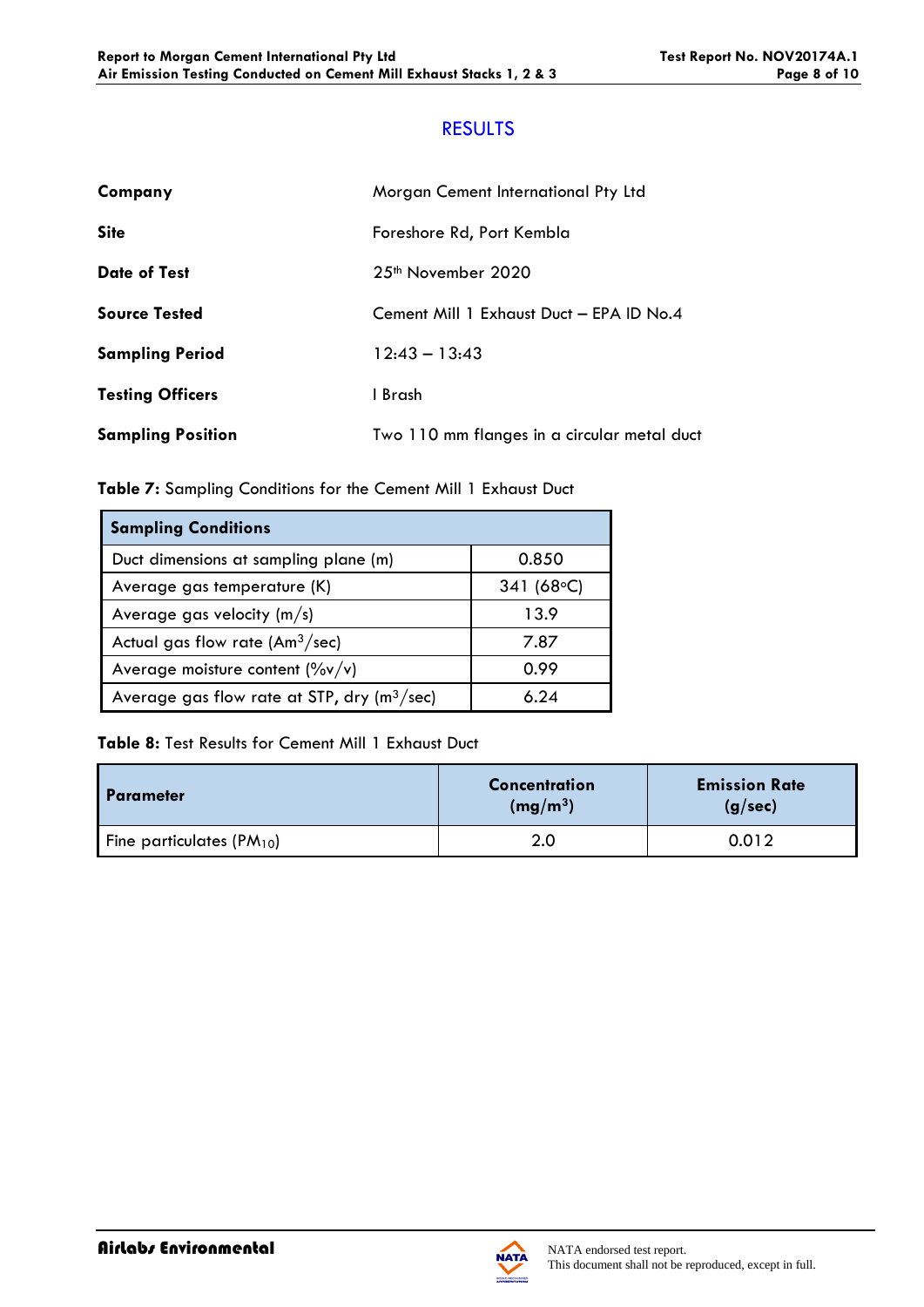# RESULTS

| | |
|---|---|
| **Company** | Morgan Cement International Pty Ltd |
| **Site** | Foreshore Rd, Port Kembla |
| **Date of Test** | 25th November 2020 |
| **Source Tested** | Cement Mill 1 Exhaust Duct – EPA ID No.4 |
| **Sampling Period** | 12:43 – 13:43 |
| **Testing Officers** | I Brash |
| **Sampling Position** | Two 110 mm flanges in a circular metal duct |

**Table 7:** Sampling Conditions for the Cement Mill 1 Exhaust Duct

| **Sampling Conditions** | |
|---|---|
| Duct dimensions at sampling plane (m) | 0.850 |
| Average gas temperature (K) | 341 (68°C) |
| Average gas velocity (m/s) | 13.9 |
| Actual gas flow rate ($Am^3$/sec) | 7.87 |
| Average moisture content (%v/v) | 0.99 |
| Average gas flow rate at STP, dry ($m^3$/sec) | 6.24 |

**Table 8:** Test Results for Cement Mill 1 Exhaust Duct

| **Parameter** | **Concentration ($mg/m^3$)** | **Emission Rate (g/sec)** |
|---|---|---|
| Fine particulates ($PM_{10}$) | 2.0 | 0.012 |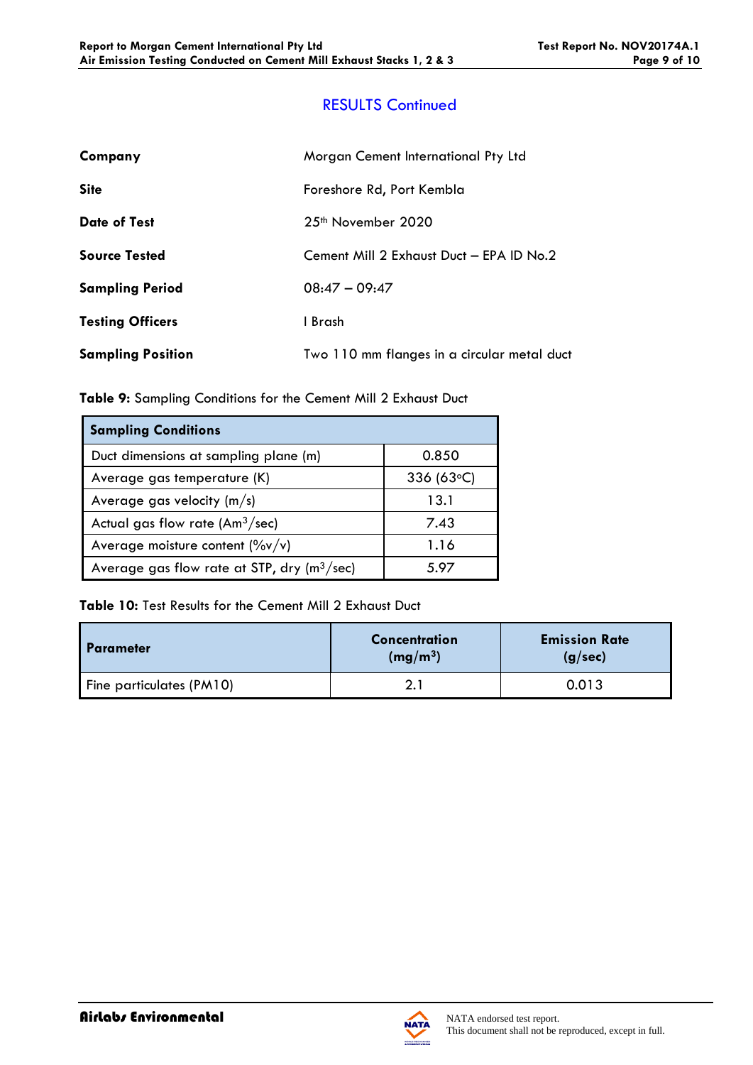## RESULTS Continued

| | |
|---|---|
| **Company** | Morgan Cement International Pty Ltd |
| **Site** | Foreshore Rd, Port Kembla |
| **Date of Test** | 25th November 2020 |
| **Source Tested** | Cement Mill 2 Exhaust Duct – EPA ID No.2 |
| **Sampling Period** | 08:47 – 09:47 |
| **Testing Officers** | I Brash |
| **Sampling Position** | Two 110 mm flanges in a circular metal duct |

**Table 9:** Sampling Conditions for the Cement Mill 2 Exhaust Duct

| **Sampling Conditions** | |
|---|---|
| Duct dimensions at sampling plane (m) | 0.850 |
| Average gas temperature (K) | 336 (63°C) |
| Average gas velocity (m/s) | 13.1 |
| Actual gas flow rate ($Am^3$/sec) | 7.43 |
| Average moisture content (%v/v) | 1.16 |
| Average gas flow rate at STP, dry ($m^3$/sec) | 5.97 |

**Table 10:** Test Results for the Cement Mill 2 Exhaust Duct

| **Parameter** | **Concentration ($mg/m^3$)** | **Emission Rate (g/sec)** |
|---|---|---|
| Fine particulates (PM10) | 2.1 | 0.013 |

NATA endorsed test report.
This document shall not be reproduced, except in full.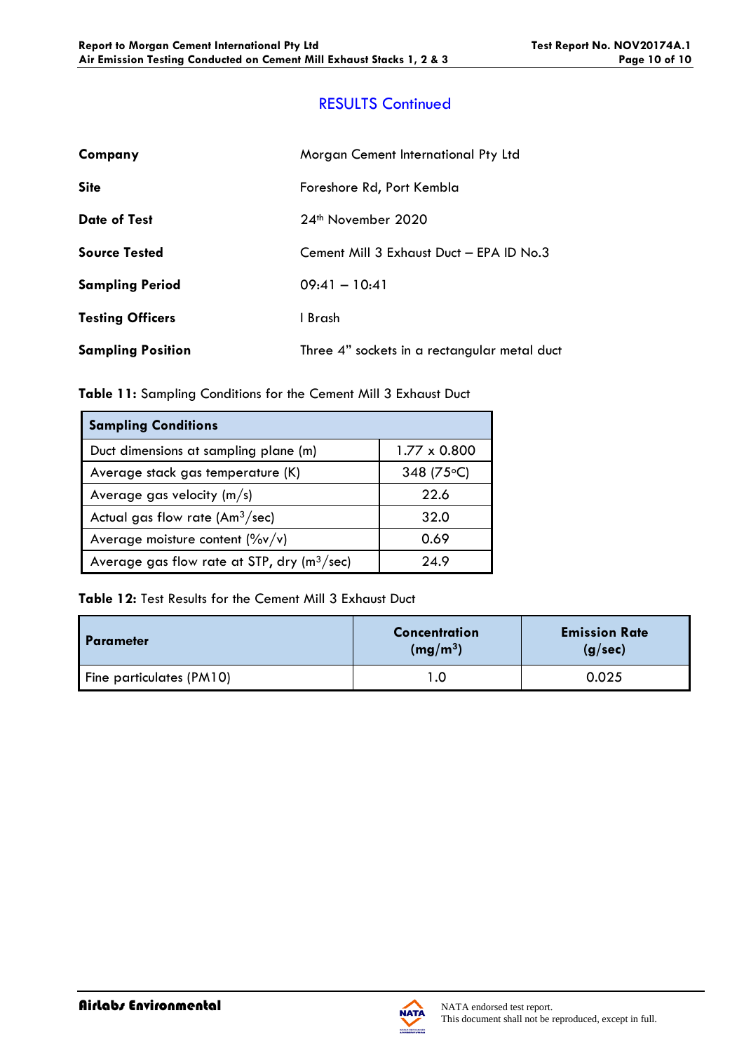## RESULTS Continued

| | |
|---|---|
| **Company** | Morgan Cement International Pty Ltd |
| **Site** | Foreshore Rd, Port Kembla |
| **Date of Test** | 24th November 2020 |
| **Source Tested** | Cement Mill 3 Exhaust Duct – EPA ID No.3 |
| **Sampling Period** | 09:41 – 10:41 |
| **Testing Officers** | I Brash |
| **Sampling Position** | Three 4" sockets in a rectangular metal duct |

**Table 11:** Sampling Conditions for the Cement Mill 3 Exhaust Duct

| Sampling Conditions | |
|---|---|
| Duct dimensions at sampling plane (m) | 1.77 x 0.800 |
| Average stack gas temperature (K) | 348 (75°C) |
| Average gas velocity (m/s) | 22.6 |
| Actual gas flow rate ($Am^3$/sec) | 32.0 |
| Average moisture content (%v/v) | 0.69 |
| Average gas flow rate at STP, dry ($m^3$/sec) | 24.9 |

**Table 12:** Test Results for the Cement Mill 3 Exhaust Duct

| Parameter | Concentration ($mg/m^3$) | Emission Rate (g/sec) |
|---|---|---|
| Fine particulates (PM10) | 1.0 | 0.025 |

NATA endorsed test report.
This document shall not be reproduced, except in full.